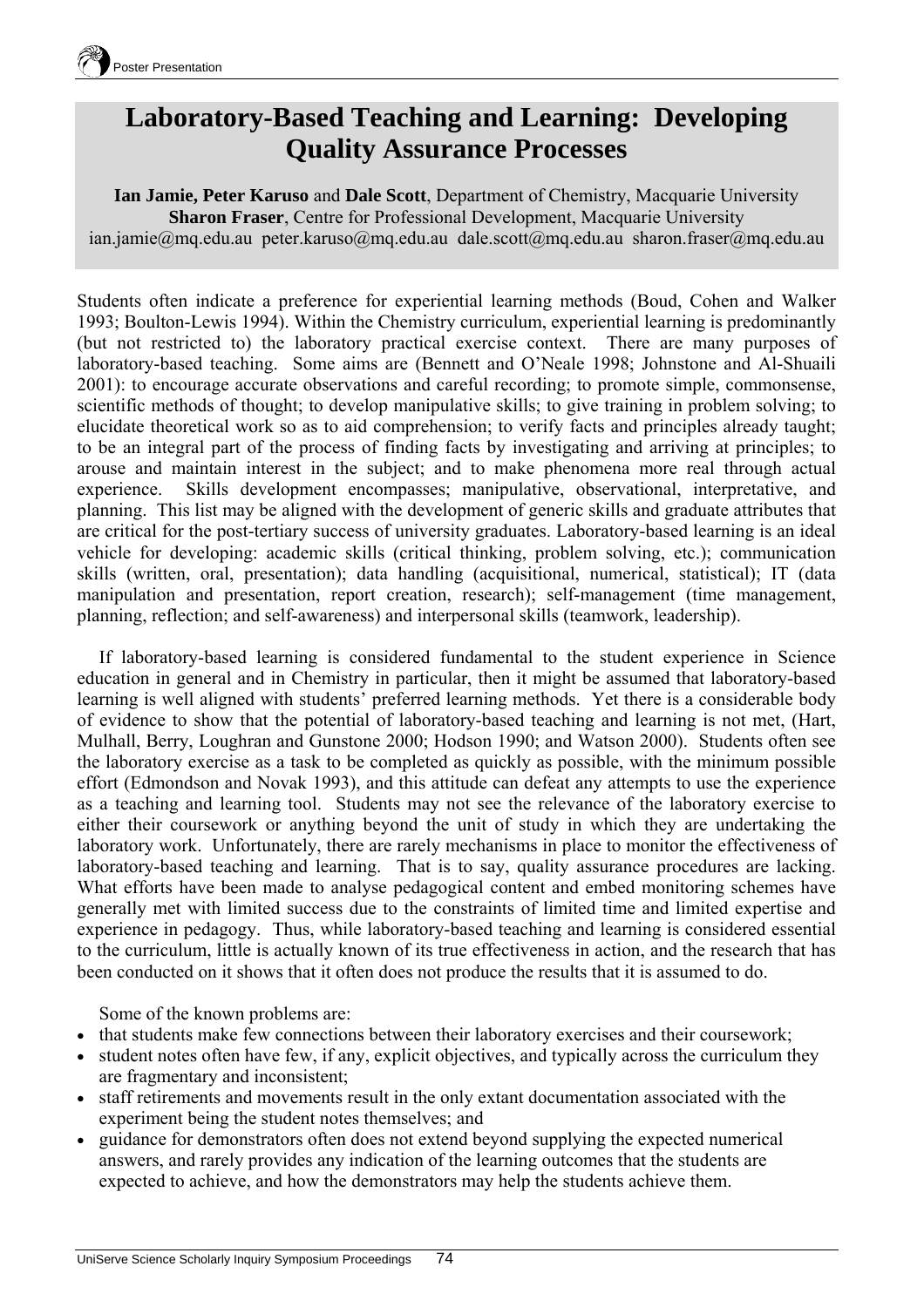# Laboratory-Based Teaching and Learning: Developing Quality Assurance Processes

**Ian Jamie, Peter Karuso** and **Dale Scott**, Department of Chemistry, Macquarie University
**Sharon Fraser**, Centre for Professional Development, Macquarie University
ian.jamie@mq.edu.au peter.karuso@mq.edu.au dale.scott@mq.edu.au sharon.fraser@mq.edu.au

Students often indicate a preference for experiential learning methods (Boud, Cohen and Walker 1993; Boulton-Lewis 1994). Within the Chemistry curriculum, experiential learning is predominantly (but not restricted to) the laboratory practical exercise context. There are many purposes of laboratory-based teaching. Some aims are (Bennett and O'Neale 1998; Johnstone and Al-Shuaili 2001): to encourage accurate observations and careful recording; to promote simple, commonsense, scientific methods of thought; to develop manipulative skills; to give training in problem solving; to elucidate theoretical work so as to aid comprehension; to verify facts and principles already taught; to be an integral part of the process of finding facts by investigating and arriving at principles; to arouse and maintain interest in the subject; and to make phenomena more real through actual experience. Skills development encompasses; manipulative, observational, interpretative, and planning. This list may be aligned with the development of generic skills and graduate attributes that are critical for the post-tertiary success of university graduates. Laboratory-based learning is an ideal vehicle for developing: academic skills (critical thinking, problem solving, etc.); communication skills (written, oral, presentation); data handling (acquisitional, numerical, statistical); IT (data manipulation and presentation, report creation, research); self-management (time management, planning, reflection; and self-awareness) and interpersonal skills (teamwork, leadership).

If laboratory-based learning is considered fundamental to the student experience in Science education in general and in Chemistry in particular, then it might be assumed that laboratory-based learning is well aligned with students' preferred learning methods. Yet there is a considerable body of evidence to show that the potential of laboratory-based teaching and learning is not met, (Hart, Mulhall, Berry, Loughran and Gunstone 2000; Hodson 1990; and Watson 2000). Students often see the laboratory exercise as a task to be completed as quickly as possible, with the minimum possible effort (Edmondson and Novak 1993), and this attitude can defeat any attempts to use the experience as a teaching and learning tool. Students may not see the relevance of the laboratory exercise to either their coursework or anything beyond the unit of study in which they are undertaking the laboratory work. Unfortunately, there are rarely mechanisms in place to monitor the effectiveness of laboratory-based teaching and learning. That is to say, quality assurance procedures are lacking. What efforts have been made to analyse pedagogical content and embed monitoring schemes have generally met with limited success due to the constraints of limited time and limited expertise and experience in pedagogy. Thus, while laboratory-based teaching and learning is considered essential to the curriculum, little is actually known of its true effectiveness in action, and the research that has been conducted on it shows that it often does not produce the results that it is assumed to do.

Some of the known problems are:

- that students make few connections between their laboratory exercises and their coursework;
- student notes often have few, if any, explicit objectives, and typically across the curriculum they are fragmentary and inconsistent;
- staff retirements and movements result in the only extant documentation associated with the experiment being the student notes themselves; and
- guidance for demonstrators often does not extend beyond supplying the expected numerical answers, and rarely provides any indication of the learning outcomes that the students are expected to achieve, and how the demonstrators may help the students achieve them.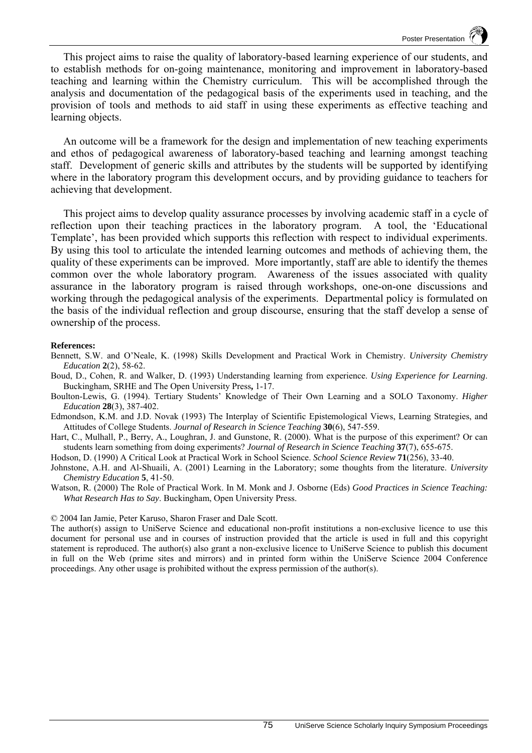This project aims to raise the quality of laboratory-based learning experience of our students, and to establish methods for on-going maintenance, monitoring and improvement in laboratory-based teaching and learning within the Chemistry curriculum. This will be accomplished through the analysis and documentation of the pedagogical basis of the experiments used in teaching, and the provision of tools and methods to aid staff in using these experiments as effective teaching and learning objects.

An outcome will be a framework for the design and implementation of new teaching experiments and ethos of pedagogical awareness of laboratory-based teaching and learning amongst teaching staff. Development of generic skills and attributes by the students will be supported by identifying where in the laboratory program this development occurs, and by providing guidance to teachers for achieving that development.

This project aims to develop quality assurance processes by involving academic staff in a cycle of reflection upon their teaching practices in the laboratory program. A tool, the 'Educational Template', has been provided which supports this reflection with respect to individual experiments. By using this tool to articulate the intended learning outcomes and methods of achieving them, the quality of these experiments can be improved. More importantly, staff are able to identify the themes common over the whole laboratory program. Awareness of the issues associated with quality assurance in the laboratory program is raised through workshops, one-on-one discussions and working through the pedagogical analysis of the experiments. Departmental policy is formulated on the basis of the individual reflection and group discourse, ensuring that the staff develop a sense of ownership of the process.

**References:**

Bennett, S.W. and O'Neale, K. (1998) Skills Development and Practical Work in Chemistry. *University Chemistry Education* **2**(2), 58-62.

Boud, D., Cohen, R. and Walker, D. (1993) Understanding learning from experience. *Using Experience for Learning*. Buckingham, SRHE and The Open University Press**,** 1-17.

Boulton-Lewis, G. (1994). Tertiary Students' Knowledge of Their Own Learning and a SOLO Taxonomy. *Higher Education* **28**(3), 387-402.

Edmondson, K.M. and J.D. Novak (1993) The Interplay of Scientific Epistemological Views, Learning Strategies, and Attitudes of College Students. *Journal of Research in Science Teaching* **30**(6), 547-559.

Hart, C., Mulhall, P., Berry, A., Loughran, J. and Gunstone, R. (2000). What is the purpose of this experiment? Or can students learn something from doing experiments? *Journal of Research in Science Teaching* **37**(7), 655-675.

Hodson, D. (1990) A Critical Look at Practical Work in School Science. *School Science Review* **71**(256), 33-40.

Johnstone, A.H. and Al-Shuaili, A. (2001) Learning in the Laboratory; some thoughts from the literature. *University Chemistry Education* **5**, 41-50.

Watson, R. (2000) The Role of Practical Work. In M. Monk and J. Osborne (Eds) *Good Practices in Science Teaching: What Research Has to Say*. Buckingham, Open University Press.

© 2004 Ian Jamie, Peter Karuso, Sharon Fraser and Dale Scott.

The author(s) assign to UniServe Science and educational non-profit institutions a non-exclusive licence to use this document for personal use and in courses of instruction provided that the article is used in full and this copyright statement is reproduced. The author(s) also grant a non-exclusive licence to UniServe Science to publish this document in full on the Web (prime sites and mirrors) and in printed form within the UniServe Science 2004 Conference proceedings. Any other usage is prohibited without the express permission of the author(s).